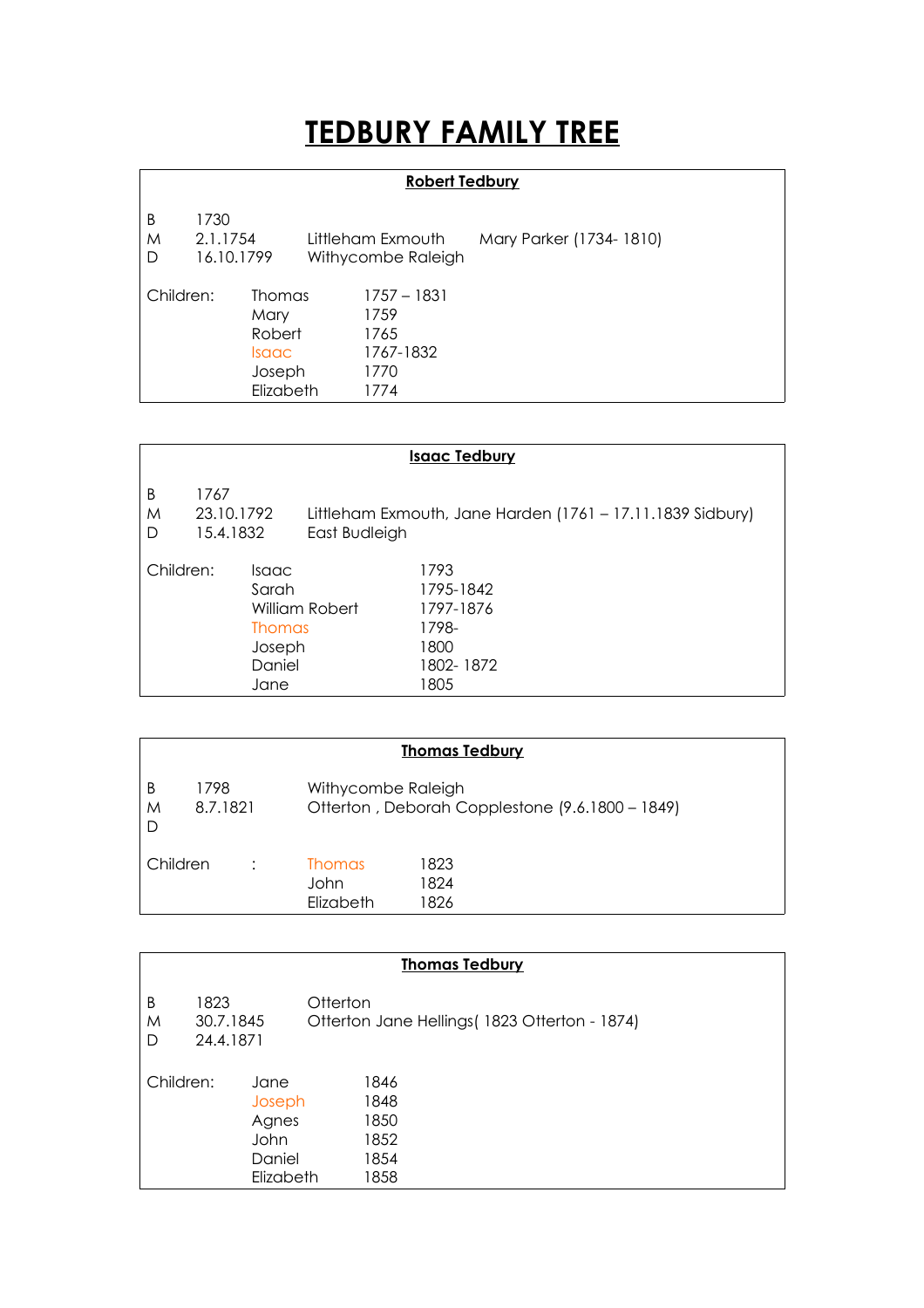# TEDBURY FAMILY TREE

## Robert Tedbury

| | | | |
|---|---|---|---|
| B | 1730 | | |
| M | 2.1.1754 | Littleham Exmouth | Mary Parker (1734- 1810) |
| D | 16.10.1799 | Withycombe Raleigh | |

| Children: | | |
|---|---|---|
| | Thomas | 1757 – 1831 |
| | Mary | 1759 |
| | Robert | 1765 |
| | Isaac | 1767-1832 |
| | Joseph | 1770 |
| | Elizabeth | 1774 |

## Isaac Tedbury

| | | |
|---|---|---|
| B | 1767 | |
| M | 23.10.1792 | Littleham Exmouth, Jane Harden (1761 – 17.11.1839 Sidbury) |
| D | 15.4.1832 | East Budleigh |

| Children: | | |
|---|---|---|
| | Isaac | 1793 |
| | Sarah | 1795-1842 |
| | William Robert | 1797-1876 |
| | Thomas | 1798- |
| | Joseph | 1800 |
| | Daniel | 1802- 1872 |
| | Jane | 1805 |

## Thomas Tedbury

| | | |
|---|---|---|
| B | 1798 | Withycombe Raleigh |
| M | 8.7.1821 | Otterton , Deborah Copplestone (9.6.1800 – 1849) |
| D | | |

| Children : | | |
|---|---|---|
| | Thomas | 1823 |
| | John | 1824 |
| | Elizabeth | 1826 |

## Thomas Tedbury

| | | |
|---|---|---|
| B | 1823 | Otterton |
| M | 30.7.1845 | Otterton Jane Hellings( 1823 Otterton - 1874) |
| D | 24.4.1871 | |

| Children: | | |
|---|---|---|
| | Jane | 1846 |
| | Joseph | 1848 |
| | Agnes | 1850 |
| | John | 1852 |
| | Daniel | 1854 |
| | Elizabeth | 1858 |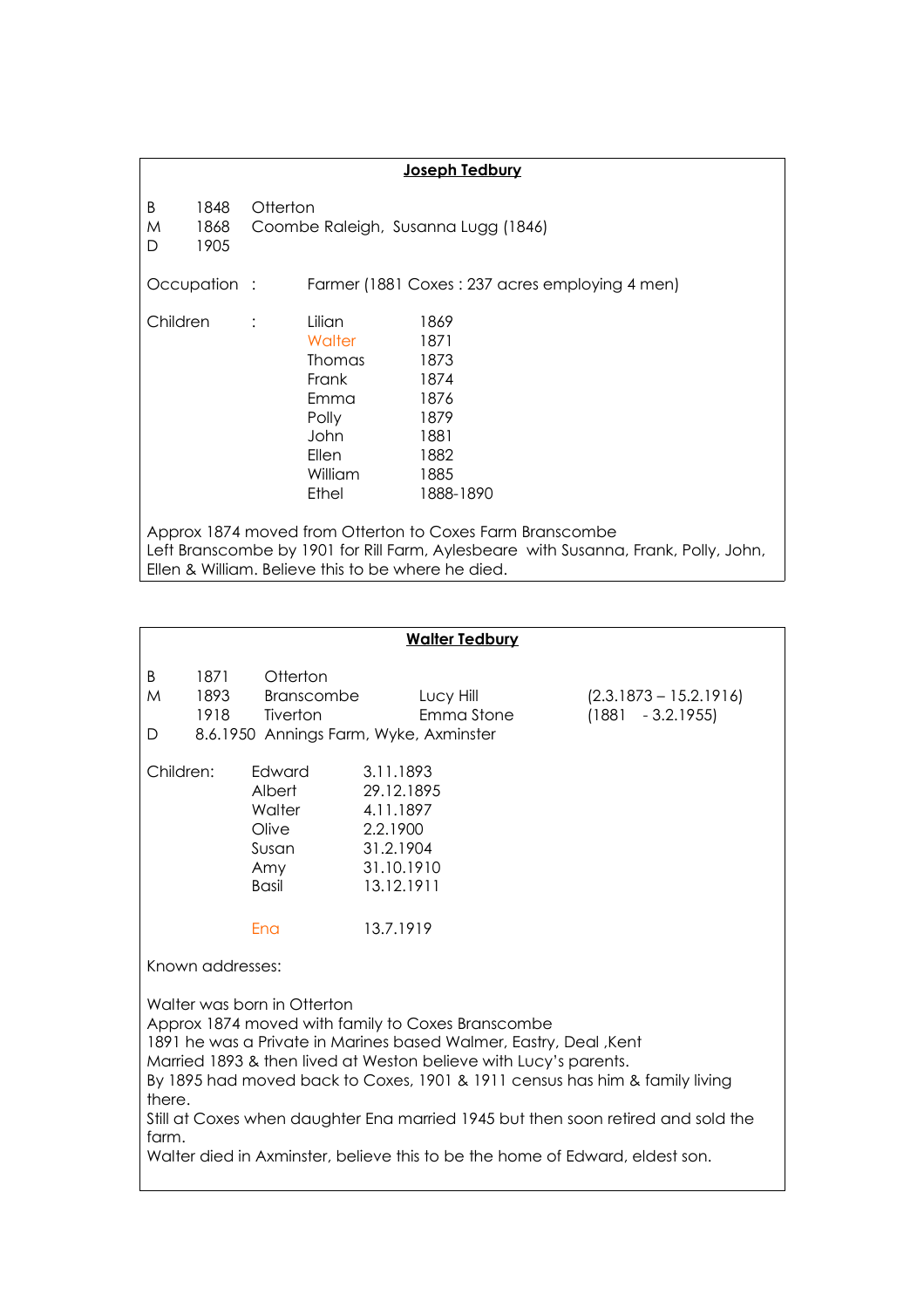## Joseph Tedbury

| | | |
|---|---|---|
| B | 1848 | Otterton |
| M | 1868 | Coombe Raleigh, Susanna Lugg (1846) |
| D | 1905 | |

Occupation : Farmer (1881 Coxes : 237 acres employing 4 men)

Children :

| | |
|---|---|
| Lilian | 1869 |
| Walter | 1871 |
| Thomas | 1873 |
| Frank | 1874 |
| Emma | 1876 |
| Polly | 1879 |
| John | 1881 |
| Ellen | 1882 |
| William | 1885 |
| Ethel | 1888-1890 |

Approx 1874 moved from Otterton to Coxes Farm Branscombe
Left Branscombe by 1901 for Rill Farm, Aylesbeare with Susanna, Frank, Polly, John, Ellen & William. Believe this to be where he died.

## Walter Tedbury

| | | | | |
|---|---|---|---|---|
| B | 1871 | Otterton | | |
| M | 1893 | Branscombe | Lucy Hill | (2.3.1873 – 15.2.1916) |
| | 1918 | Tiverton | Emma Stone | (1881 - 3.2.1955) |
| D | 8.6.1950 | Annings Farm, Wyke, Axminster | | |

Children:

| | |
|---|---|
| Edward | 3.11.1893 |
| Albert | 29.12.1895 |
| Walter | 4.11.1897 |
| Olive | 2.2.1900 |
| Susan | 31.2.1904 |
| Amy | 31.10.1910 |
| Basil | 13.12.1911 |
| | |
| Ena | 13.7.1919 |

Known addresses:

Walter was born in Otterton
Approx 1874 moved with family to Coxes Branscombe
1891 he was a Private in Marines based Walmer, Eastry, Deal ,Kent
Married 1893 & then lived at Weston believe with Lucy's parents.
By 1895 had moved back to Coxes, 1901 & 1911 census has him & family living there.
Still at Coxes when daughter Ena married 1945 but then soon retired and sold the farm.
Walter died in Axminster, believe this to be the home of Edward, eldest son.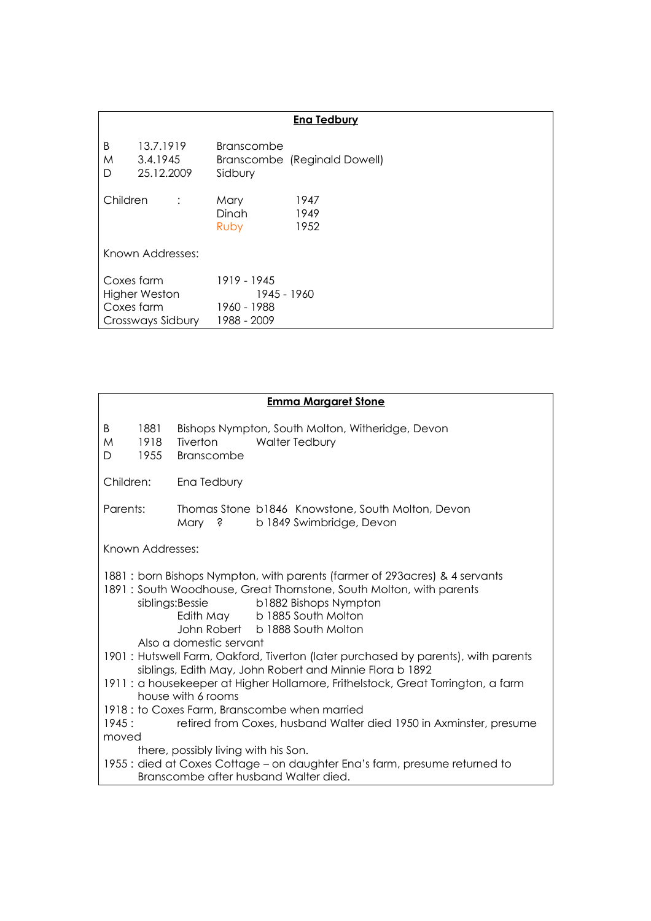**Ena Tedbury**

| | | | |
|---|---|---|---|
| B | 13.7.1919 | Branscombe | |
| M | 3.4.1945 | Branscombe (Reginald Dowell) | |
| D | 25.12.2009 | Sidbury | |

Children :

| | |
|---|---|
| Mary | 1947 |
| Dinah | 1949 |
| Ruby | 1952 |

Known Addresses:

| | |
|---|---|
| Coxes farm | 1919 - 1945 |
| Higher Weston | 1945 - 1960 |
| Coxes farm | 1960 - 1988 |
| Crossways Sidbury | 1988 - 2009 |

**Emma Margaret Stone**

| | | |
|---|---|---|
| B | 1881 | Bishops Nympton, South Molton, Witheridge, Devon |
| M | 1918 | Tiverton Walter Tedbury |
| D | 1955 | Branscombe |

Children: Ena Tedbury

Parents: Thomas Stone b1846 Knowstone, South Molton, Devon
Mary ? b 1849 Swimbridge, Devon

Known Addresses:

1881 : born Bishops Nympton, with parents (farmer of 293acres) & 4 servants
1891 : South Woodhouse, Great Thornstone, South Molton, with parents
siblings: Bessie b1882 Bishops Nympton
Edith May b 1885 South Molton
John Robert b 1888 South Molton
Also a domestic servant
1901 : Hutswell Farm, Oakford, Tiverton (later purchased by parents), with parents siblings, Edith May, John Robert and Minnie Flora b 1892
1911 : a housekeeper at Higher Hollamore, Frithelstock, Great Torrington, a farm house with 6 rooms
1918 : to Coxes Farm, Branscombe when married
1945 : retired from Coxes, husband Walter died 1950 in Axminster, presume moved
there, possibly living with his Son.
1955 : died at Coxes Cottage – on daughter Ena's farm, presume returned to Branscombe after husband Walter died.